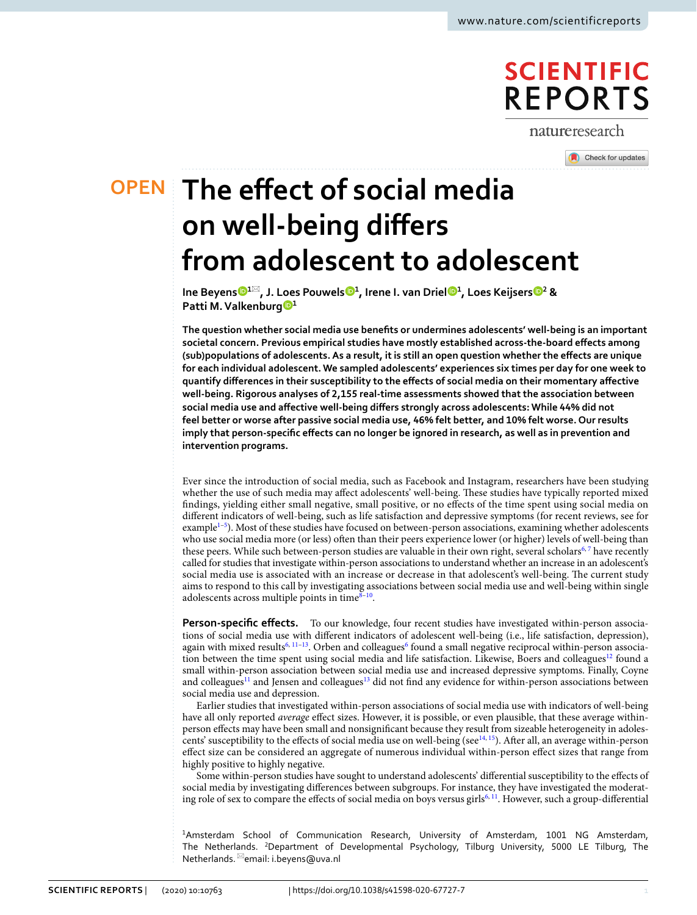OPEN

# The effect of social media on well-being differs from adolescent to adolescent

**Ine Beyens[1]✉, J. Loes Pouwels[1], Irene I. van Driel[1], Loes Keijsers[2] & Patti M. Valkenburg[1]**

**The question whether social media use benefits or undermines adolescents' well-being is an important societal concern. Previous empirical studies have mostly established across-the-board effects among (sub)populations of adolescents. As a result, it is still an open question whether the effects are unique for each individual adolescent. We sampled adolescents' experiences six times per day for one week to quantify differences in their susceptibility to the effects of social media on their momentary affective well-being. Rigorous analyses of 2,155 real-time assessments showed that the association between social media use and affective well-being differs strongly across adolescents: While 44% did not feel better or worse after passive social media use, 46% felt better, and 10% felt worse. Our results imply that person-specific effects can no longer be ignored in research, as well as in prevention and intervention programs.**

Ever since the introduction of social media, such as Facebook and Instagram, researchers have been studying whether the use of such media may affect adolescents' well-being. These studies have typically reported mixed findings, yielding either small negative, small positive, or no effects of the time spent using social media on different indicators of well-being, such as life satisfaction and depressive symptoms (for recent reviews, see for example[1–5]). Most of these studies have focused on between-person associations, examining whether adolescents who use social media more (or less) often than their peers experience lower (or higher) levels of well-being than these peers. While such between-person studies are valuable in their own right, several scholars[6,7] have recently called for studies that investigate within-person associations to understand whether an increase in an adolescent's social media use is associated with an increase or decrease in that adolescent's well-being. The current study aims to respond to this call by investigating associations between social media use and well-being within single adolescents across multiple points in time[8–10].

**Person-specific effects.** To our knowledge, four recent studies have investigated within-person associations of social media use with different indicators of adolescent well-being (i.e., life satisfaction, depression), again with mixed results[6,11–13]. Orben and colleagues[6] found a small negative reciprocal within-person association between the time spent using social media and life satisfaction. Likewise, Boers and colleagues[12] found a small within-person association between social media use and increased depressive symptoms. Finally, Coyne and colleagues[11] and Jensen and colleagues[13] did not find any evidence for within-person associations between social media use and depression.

Earlier studies that investigated within-person associations of social media use with indicators of well-being have all only reported *average* effect sizes. However, it is possible, or even plausible, that these average within-person effects may have been small and nonsignificant because they result from sizeable heterogeneity in adolescents' susceptibility to the effects of social media use on well-being (see[14,15]). After all, an average within-person effect size can be considered an aggregate of numerous individual within-person effect sizes that range from highly positive to highly negative.

Some within-person studies have sought to understand adolescents' differential susceptibility to the effects of social media by investigating differences between subgroups. For instance, they have investigated the moderating role of sex to compare the effects of social media on boys versus girls[6,11]. However, such a group-differential

[1]Amsterdam School of Communication Research, University of Amsterdam, 1001 NG Amsterdam, The Netherlands. [2]Department of Developmental Psychology, Tilburg University, 5000 LE Tilburg, The Netherlands. ✉email: i.beyens@uva.nl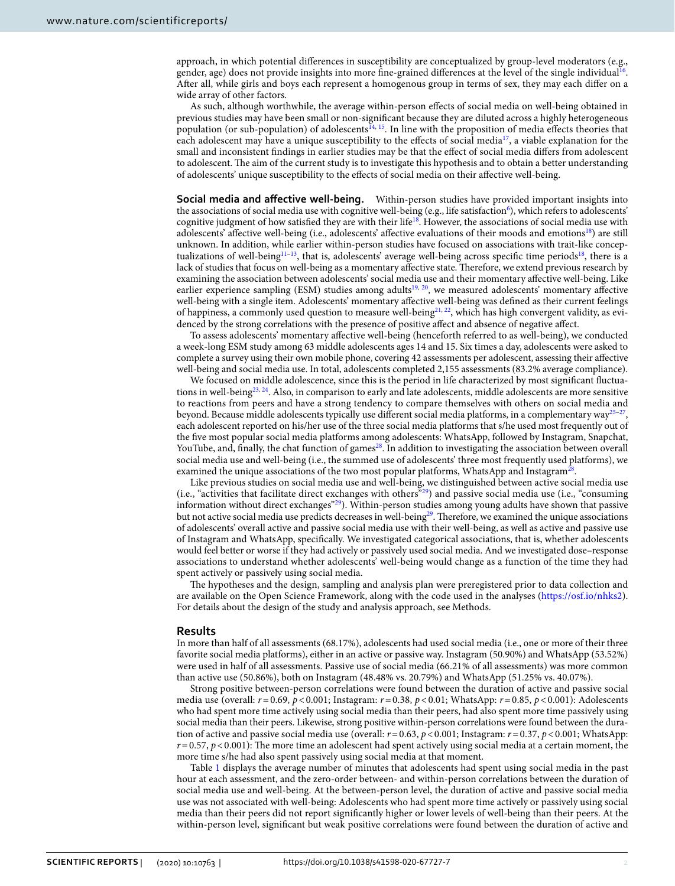approach, in which potential differences in susceptibility are conceptualized by group-level moderators (e.g., gender, age) does not provide insights into more fine-grained differences at the level of the single individual[16]. After all, while girls and boys each represent a homogenous group in terms of sex, they may each differ on a wide array of other factors.

As such, although worthwhile, the average within-person effects of social media on well-being obtained in previous studies may have been small or non-significant because they are diluted across a highly heterogeneous population (or sub-population) of adolescents[14, 15]. In line with the proposition of media effects theories that each adolescent may have a unique susceptibility to the effects of social media[17], a viable explanation for the small and inconsistent findings in earlier studies may be that the effect of social media differs from adolescent to adolescent. The aim of the current study is to investigate this hypothesis and to obtain a better understanding of adolescents' unique susceptibility to the effects of social media on their affective well-being.

**Social media and affective well-being.** Within-person studies have provided important insights into the associations of social media use with cognitive well-being (e.g., life satisfaction[6]), which refers to adolescents' cognitive judgment of how satisfied they are with their life[18]. However, the associations of social media use with adolescents' affective well-being (i.e., adolescents' affective evaluations of their moods and emotions[18]) are still unknown. In addition, while earlier within-person studies have focused on associations with trait-like conceptualizations of well-being[11–13], that is, adolescents' average well-being across specific time periods[18], there is a lack of studies that focus on well-being as a momentary affective state. Therefore, we extend previous research by examining the association between adolescents' social media use and their momentary affective well-being. Like earlier experience sampling (ESM) studies among adults[19, 20], we measured adolescents' momentary affective well-being with a single item. Adolescents' momentary affective well-being was defined as their current feelings of happiness, a commonly used question to measure well-being[21, 22], which has high convergent validity, as evidenced by the strong correlations with the presence of positive affect and absence of negative affect.

To assess adolescents' momentary affective well-being (henceforth referred to as well-being), we conducted a week-long ESM study among 63 middle adolescents ages 14 and 15. Six times a day, adolescents were asked to complete a survey using their own mobile phone, covering 42 assessments per adolescent, assessing their affective well-being and social media use. In total, adolescents completed 2,155 assessments (83.2% average compliance).

We focused on middle adolescence, since this is the period in life characterized by most significant fluctuations in well-being[23, 24]. Also, in comparison to early and late adolescents, middle adolescents are more sensitive to reactions from peers and have a strong tendency to compare themselves with others on social media and beyond. Because middle adolescents typically use different social media platforms, in a complementary way[25–27], each adolescent reported on his/her use of the three social media platforms that s/he used most frequently out of the five most popular social media platforms among adolescents: WhatsApp, followed by Instagram, Snapchat, YouTube, and, finally, the chat function of games[28]. In addition to investigating the association between overall social media use and well-being (i.e., the summed use of adolescents' three most frequently used platforms), we examined the unique associations of the two most popular platforms, WhatsApp and Instagram[28].

Like previous studies on social media use and well-being, we distinguished between active social media use (i.e., "activities that facilitate direct exchanges with others"[29]) and passive social media use (i.e., "consuming information without direct exchanges"[29]). Within-person studies among young adults have shown that passive but not active social media use predicts decreases in well-being[29]. Therefore, we examined the unique associations of adolescents' overall active and passive social media use with their well-being, as well as active and passive use of Instagram and WhatsApp, specifically. We investigated categorical associations, that is, whether adolescents would feel better or worse if they had actively or passively used social media. And we investigated dose–response associations to understand whether adolescents' well-being would change as a function of the time they had spent actively or passively using social media.

The hypotheses and the design, sampling and analysis plan were preregistered prior to data collection and are available on the Open Science Framework, along with the code used in the analyses (https://osf.io/nhks2). For details about the design of the study and analysis approach, see Methods.

## Results

In more than half of all assessments (68.17%), adolescents had used social media (i.e., one or more of their three favorite social media platforms), either in an active or passive way. Instagram (50.90%) and WhatsApp (53.52%) were used in half of all assessments. Passive use of social media (66.21% of all assessments) was more common than active use (50.86%), both on Instagram (48.48% vs. 20.79%) and WhatsApp (51.25% vs. 40.07%).

Strong positive between-person correlations were found between the duration of active and passive social media use (overall: $r = 0.69$, $p < 0.001$; Instagram: $r = 0.38$, $p < 0.01$; WhatsApp: $r = 0.85$, $p < 0.001$): Adolescents who had spent more time actively using social media than their peers, had also spent more time passively using social media than their peers. Likewise, strong positive within-person correlations were found between the duration of active and passive social media use (overall: $r = 0.63$, $p < 0.001$; Instagram: $r = 0.37$, $p < 0.001$; WhatsApp: $r = 0.57$, $p < 0.001$): The more time an adolescent had spent actively using social media at a certain moment, the more time s/he had also spent passively using social media at that moment.

Table 1 displays the average number of minutes that adolescents had spent using social media in the past hour at each assessment, and the zero-order between- and within-person correlations between the duration of social media use and well-being. At the between-person level, the duration of active and passive social media use was not associated with well-being: Adolescents who had spent more time actively or passively using social media than their peers did not report significantly higher or lower levels of well-being than their peers. At the within-person level, significant but weak positive correlations were found between the duration of active and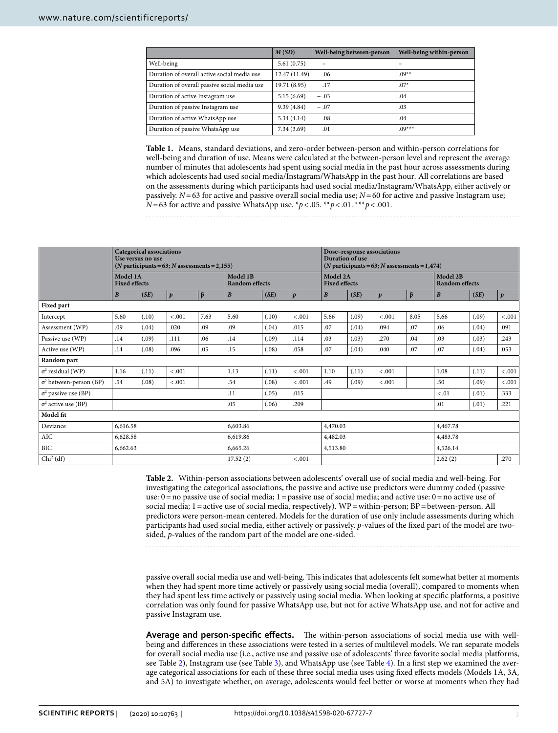| | *M* (*SD*) | Well-being between-person | Well-being within-person |
|---|---|---|---|
| Well-being | 5.61 (0.75) | – | – |
| Duration of overall active social media use | 12.47 (11.49) | .06 | .09** |
| Duration of overall passive social media use | 19.71 (8.95) | .17 | .07* |
| Duration of active Instagram use | 5.15 (6.69) | − .03 | .04 |
| Duration of passive Instagram use | 9.39 (4.84) | − .07 | .03 |
| Duration of active WhatsApp use | 5.34 (4.14) | .08 | .04 |
| Duration of passive WhatsApp use | 7.34 (3.69) | .01 | .09*** |

**Table 1.** Means, standard deviations, and zero-order between-person and within-person correlations for well-being and duration of use. Means were calculated at the between-person level and represent the average number of minutes that adolescents had spent using social media in the past hour across assessments during which adolescents had used social media/Instagram/WhatsApp in the past hour. All correlations are based on the assessments during which participants had used social media/Instagram/WhatsApp, either actively or passively. $N = 63$ for active and passive overall social media use; $N = 60$ for active and passive Instagram use; $N = 63$ for active and passive WhatsApp use. *$p < .05$. **$p < .01$. ***$p < .001$.

| | Categorical associations Use versus no use ($N$ participants = 63; $N$ assessments = 2,155) | | | | | | | Dose–response associations Duration of use ($N$ participants = 63; $N$ assessments = 1,474) | | | | | | |
|---|---|---|---|---|---|---|---|---|---|---|---|---|---|---|
| | Model 1A Fixed effects | | | | Model 1B Random effects | | | Model 2A Fixed effects | | | | Model 2B Random effects | | |
| | *B* | (*SE*) | *p* | β | *B* | (*SE*) | *p* | *B* | (*SE*) | *p* | β | *B* | (*SE*) | *p* |
| **Fixed part** | | | | | | | | | | | | | | |
| Intercept | 5.60 | (.10) | <.001 | 7.63 | 5.60 | (.10) | <.001 | 5.66 | (.09) | <.001 | 8.05 | 5.66 | (.09) | <.001 |
| Assessment (WP) | .09 | (.04) | .020 | .09 | .09 | (.04) | .015 | .07 | (.04) | .094 | .07 | .06 | (.04) | .091 |
| Passive use (WP) | .14 | (.09) | .111 | .06 | .14 | (.09) | .114 | .03 | (.03) | .270 | .04 | .03 | (.03) | .243 |
| Active use (WP) | .14 | (.08) | .096 | .05 | .15 | (.08) | .058 | .07 | (.04) | .040 | .07 | .07 | (.04) | .053 |
| **Random part** | | | | | | | | | | | | | | |
| $\sigma^2$ residual (WP) | 1.16 | (.11) | <.001 | | 1.13 | (.11) | <.001 | 1.10 | (.11) | <.001 | | 1.08 | (.11) | <.001 |
| $\sigma^2$ between-person (BP) | .54 | (.08) | <.001 | | .54 | (.08) | <.001 | .49 | (.09) | <.001 | | .50 | (.09) | <.001 |
| $\sigma^2$ passive use (BP) | | | | | .11 | (.05) | .015 | | | | | <.01 | (.01) | .333 |
| $\sigma^2$ active use (BP) | | | | | .05 | (.06) | .209 | | | | | .01 | (.01) | .221 |
| **Model fit** | | | | | | | | | | | | | | |
| Deviance | 6,616.58 | | | | 6,603.86 | | | 4,470.03 | | | | 4,467.78 | | |
| AIC | 6,628.58 | | | | 6,619.86 | | | 4,482.03 | | | | 4,483.78 | | |
| BIC | 6,662.63 | | | | 6,665.26 | | | 4,513.80 | | | | 4,526.14 | | |
| Chi$^2$ (df) | | | | | 17.52 (2) | | <.001 | | | | | 2.62 (2) | | .270 |

**Table 2.** Within-person associations between adolescents' overall use of social media and well-being. For investigating the categorical associations, the passive and active use predictors were dummy coded (passive use: 0 = no passive use of social media; 1 = passive use of social media; and active use: 0 = no active use of social media; 1 = active use of social media, respectively). WP = within-person; BP = between-person. All predictors were person-mean centered. Models for the duration of use only include assessments during which participants had used social media, either actively or passively. *p*-values of the fixed part of the model are two-sided, *p*-values of the random part of the model are one-sided.

passive overall social media use and well-being. This indicates that adolescents felt somewhat better at moments when they had spent more time actively or passively using social media (overall), compared to moments when they had spent less time actively or passively using social media. When looking at specific platforms, a positive correlation was only found for passive WhatsApp use, but not for active WhatsApp use, and not for active and passive Instagram use.

**Average and person-specific effects.** The within-person associations of social media use with well-being and differences in these associations were tested in a series of multilevel models. We ran separate models for overall social media use (i.e., active use and passive use of adolescents' three favorite social media platforms, see Table 2), Instagram use (see Table 3), and WhatsApp use (see Table 4). In a first step we examined the average categorical associations for each of these three social media uses using fixed effects models (Models 1A, 3A, and 5A) to investigate whether, on average, adolescents would feel better or worse at moments when they had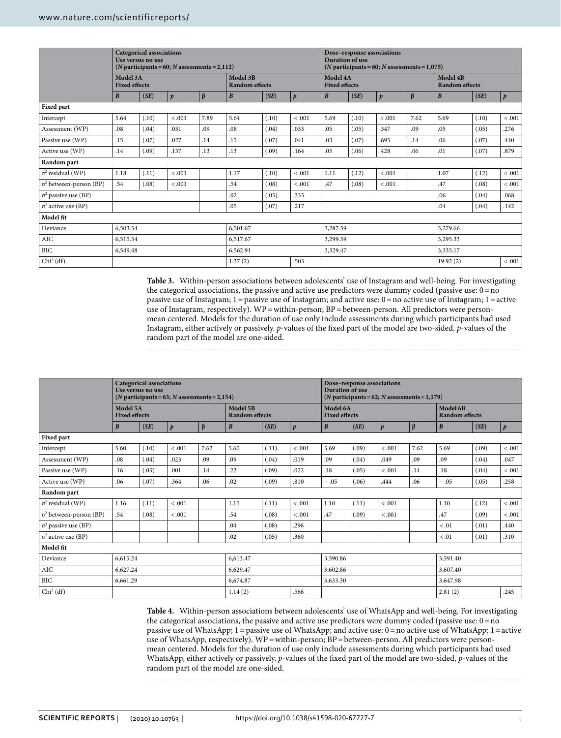| | Categorical associations Use versus no use ($N$ participants = 60; $N$ assessments = 2,112) | | | | | | | Dose–response associations Duration of use ($N$ participants = 60; $N$ assessments = 1,075) | | | | | | |
|---|---|---|---|---|---|---|---|---|---|---|---|---|---|---|
| | Model 3A Fixed effects | | | | Model 3B Random effects | | | Model 4A Fixed effects | | | | Model 4B Random effects | | |
| | *B* | (*SE*) | *p* | β | *B* | (*SE*) | *p* | *B* | (*SE*) | *p* | β | *B* | (*SE*) | *p* |
| **Fixed part** | | | | | | | | | | | | | | |
| Intercept | 5.64 | (.10) | < .001 | 7.89 | 5.64 | (.10) | < .001 | 5.69 | (.10) | < .001 | 7.62 | 5.69 | (.10) | < .001 |
| Assessment (WP) | .08 | (.04) | .031 | .09 | .08 | (.04) | .033 | .05 | (.05) | .347 | .09 | .05 | (.05) | .276 |
| Passive use (WP) | .15 | (.07) | .027 | .14 | .15 | (.07) | .041 | .03 | (.07) | .695 | .14 | .06 | (.07) | .440 |
| Active use (WP) | .14 | (.09) | .137 | .13 | .13 | (.09) | .164 | .05 | (.06) | .428 | .06 | .01 | (.07) | .879 |
| **Random part** | | | | | | | | | | | | | | |
| $\sigma^2$ residual (WP) | 1.18 | (.11) | < .001 | | 1.17 | (.10) | < .001 | 1.11 | (.12) | < .001 | | 1.07 | (.12) | < .001 |
| $\sigma^2$ between-person (BP) | .54 | (.08) | < .001 | | .54 | (.08) | < .001 | .47 | (.08) | < .001 | | .47 | (.08) | < .001 |
| $\sigma^2$ passive use (BP) | | | | | .02 | (.05) | .335 | | | | | .06 | (.04) | .068 |
| $\sigma^2$ active use (BP) | | | | | .05 | (.07) | .217 | | | | | .04 | (.04) | .142 |
| **Model fit** | | | | | | | | | | | | | | |
| Deviance | 6,503.54 | | | | 6,501.67 | | | 3,287.59 | | | | 3,279.66 | | |
| AIC | 6,515.54 | | | | 6,517.67 | | | 3,299.59 | | | | 3,295.33 | | |
| BIC | 6,549.48 | | | | 6,562.91 | | | 3,329.47 | | | | 3,335.17 | | |
| Chi² (df) | | | | | 1.37 (2) | | .503 | | | | | 19.92 (2) | | < .001 |

**Table 3.** Within-person associations between adolescents' use of Instagram and well-being. For investigating the categorical associations, the passive and active use predictors were dummy coded (passive use: 0 = no passive use of Instagram; 1 = passive use of Instagram; and active use: 0 = no active use of Instagram; 1 = active use of Instagram, respectively). WP = within-person; BP = between-person. All predictors were person-mean centered. Models for the duration of use only include assessments during which participants had used Instagram, either actively or passively. *p*-values of the fixed part of the model are two-sided, *p*-values of the random part of the model are one-sided.

| | Categorical associations Use versus no use ($N$ participants = 63; $N$ assessments = 2,154) | | | | | | | Dose–response associations Duration of use ($N$ participants = 62; $N$ assessments = 1,179) | | | | | | |
|---|---|---|---|---|---|---|---|---|---|---|---|---|---|---|
| | Model 5A Fixed effects | | | | Model 5B Random effects | | | Model 6A Fixed effects | | | | Model 6B Random effects | | |
| | *B* | (*SE*) | *p* | β | *B* | (*SE*) | *p* | *B* | (*SE*) | *p* | β | *B* | (*SE*) | *p* |
| **Fixed part** | | | | | | | | | | | | | | |
| Intercept | 5.60 | (.10) | < .001 | 7.62 | 5.60 | (.11) | < .001 | 5.69 | (.09) | < .001 | 7.62 | 5.69 | (.09) | < .001 |
| Assessment (WP) | .08 | (.04) | .023 | .09 | .09 | (.04) | .019 | .09 | (.04) | .049 | .09 | .09 | (.04) | .047 |
| Passive use (WP) | .16 | (.05) | .001 | .14 | .22 | (.09) | .022 | .18 | (.05) | < .001 | .14 | .18 | (.04) | < .001 |
| Active use (WP) | .06 | (.07) | .364 | .06 | .02 | (.09) | .810 | − .05 | (.06) | .444 | .06 | − .05 | (.05) | .258 |
| **Random part** | | | | | | | | | | | | | | |
| $\sigma^2$ residual (WP) | 1.16 | (.11) | < .001 | | 1.15 | (.11) | < .001 | 1.10 | (.11) | < .001 | | 1.10 | (.12) | < .001 |
| $\sigma^2$ between-person (BP) | .54 | (.08) | < .001 | | .54 | (.08) | < .001 | .47 | (.09) | < .001 | | .47 | (.09) | < .001 |
| $\sigma^2$ passive use (BP) | | | | | .04 | (.08) | .296 | | | | | < .01 | (.01) | .440 |
| $\sigma^2$ active use (BP) | | | | | .02 | (.05) | .360 | | | | | < .01 | (.01) | .310 |
| **Model fit** | | | | | | | | | | | | | | |
| Deviance | 6,615.24 | | | | 6,613.47 | | | 3,590.86 | | | | 3,591.40 | | |
| AIC | 6,627.24 | | | | 6,629.47 | | | 3,602.86 | | | | 3,607.40 | | |
| BIC | 6,661.29 | | | | 6,674.87 | | | 3,633.30 | | | | 3,647.98 | | |
| Chi² (df) | | | | | 1.14 (2) | | .566 | | | | | 2.81 (2) | | .245 |

**Table 4.** Within-person associations between adolescents' use of WhatsApp and well-being. For investigating the categorical associations, the passive and active use predictors were dummy coded (passive use: 0 = no passive use of WhatsApp; 1 = passive use of WhatsApp; and active use: 0 = no active use of WhatsApp; 1 = active use of WhatsApp, respectively). WP = within-person; BP = between-person. All predictors were person-mean centered. Models for the duration of use only include assessments during which participants had used WhatsApp, either actively or passively. *p*-values of the fixed part of the model are two-sided, *p*-values of the random part of the model are one-sided.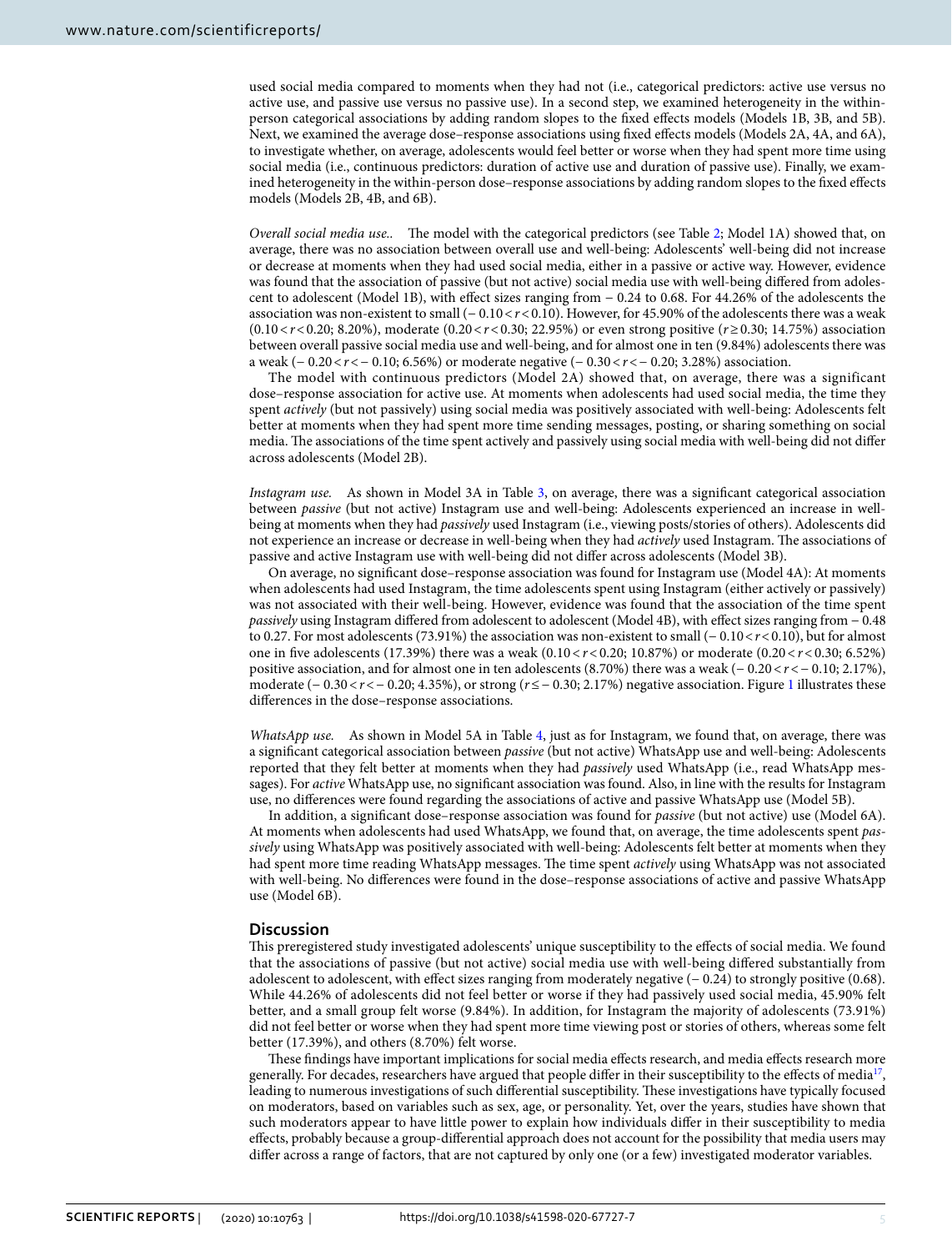used social media compared to moments when they had not (i.e., categorical predictors: active use versus no active use, and passive use versus no passive use). In a second step, we examined heterogeneity in the within-person categorical associations by adding random slopes to the fixed effects models (Models 1B, 3B, and 5B). Next, we examined the average dose–response associations using fixed effects models (Models 2A, 4A, and 6A), to investigate whether, on average, adolescents would feel better or worse when they had spent more time using social media (i.e., continuous predictors: duration of active use and duration of passive use). Finally, we examined heterogeneity in the within-person dose–response associations by adding random slopes to the fixed effects models (Models 2B, 4B, and 6B).

*Overall social media use..* The model with the categorical predictors (see Table 2; Model 1A) showed that, on average, there was no association between overall use and well-being: Adolescents' well-being did not increase or decrease at moments when they had used social media, either in a passive or active way. However, evidence was found that the association of passive (but not active) social media use with well-being differed from adolescent to adolescent (Model 1B), with effect sizes ranging from − 0.24 to 0.68. For 44.26% of the adolescents the association was non-existent to small ($-0.10 < r < 0.10$). However, for 45.90% of the adolescents there was a weak ($0.10 < r < 0.20$; 8.20%), moderate ($0.20 < r < 0.30$; 22.95%) or even strong positive ($r \geq 0.30$; 14.75%) association between overall passive social media use and well-being, and for almost one in ten (9.84%) adolescents there was a weak ($-0.20 < r < -0.10$; 6.56%) or moderate negative ($-0.30 < r < -0.20$; 3.28%) association.

The model with continuous predictors (Model 2A) showed that, on average, there was a significant dose–response association for active use. At moments when adolescents had used social media, the time they spent *actively* (but not passively) using social media was positively associated with well-being: Adolescents felt better at moments when they had spent more time sending messages, posting, or sharing something on social media. The associations of the time spent actively and passively using social media with well-being did not differ across adolescents (Model 2B).

*Instagram use.* As shown in Model 3A in Table 3, on average, there was a significant categorical association between *passive* (but not active) Instagram use and well-being: Adolescents experienced an increase in well-being at moments when they had *passively* used Instagram (i.e., viewing posts/stories of others). Adolescents did not experience an increase or decrease in well-being when they had *actively* used Instagram. The associations of passive and active Instagram use with well-being did not differ across adolescents (Model 3B).

On average, no significant dose–response association was found for Instagram use (Model 4A): At moments when adolescents had used Instagram, the time adolescents spent using Instagram (either actively or passively) was not associated with their well-being. However, evidence was found that the association of the time spent *passively* using Instagram differed from adolescent to adolescent (Model 4B), with effect sizes ranging from − 0.48 to 0.27. For most adolescents (73.91%) the association was non-existent to small ($-0.10 < r < 0.10$), but for almost one in five adolescents (17.39%) there was a weak ($0.10 < r < 0.20$; 10.87%) or moderate ($0.20 < r < 0.30$; 6.52%) positive association, and for almost one in ten adolescents (8.70%) there was a weak ($-0.20 < r < -0.10$; 2.17%), moderate ($-0.30 < r < -0.20$; 4.35%), or strong ($r \leq -0.30$; 2.17%) negative association. Figure 1 illustrates these differences in the dose–response associations.

*WhatsApp use.* As shown in Model 5A in Table 4, just as for Instagram, we found that, on average, there was a significant categorical association between *passive* (but not active) WhatsApp use and well-being: Adolescents reported that they felt better at moments when they had *passively* used WhatsApp (i.e., read WhatsApp messages). For *active* WhatsApp use, no significant association was found. Also, in line with the results for Instagram use, no differences were found regarding the associations of active and passive WhatsApp use (Model 5B).

In addition, a significant dose–response association was found for *passive* (but not active) use (Model 6A). At moments when adolescents had used WhatsApp, we found that, on average, the time adolescents spent *passively* using WhatsApp was positively associated with well-being: Adolescents felt better at moments when they had spent more time reading WhatsApp messages. The time spent *actively* using WhatsApp was not associated with well-being. No differences were found in the dose–response associations of active and passive WhatsApp use (Model 6B).

## Discussion

This preregistered study investigated adolescents' unique susceptibility to the effects of social media. We found that the associations of passive (but not active) social media use with well-being differed substantially from adolescent to adolescent, with effect sizes ranging from moderately negative (− 0.24) to strongly positive (0.68). While 44.26% of adolescents did not feel better or worse if they had passively used social media, 45.90% felt better, and a small group felt worse (9.84%). In addition, for Instagram the majority of adolescents (73.91%) did not feel better or worse when they had spent more time viewing post or stories of others, whereas some felt better (17.39%), and others (8.70%) felt worse.

These findings have important implications for social media effects research, and media effects research more generally. For decades, researchers have argued that people differ in their susceptibility to the effects of media[17], leading to numerous investigations of such differential susceptibility. These investigations have typically focused on moderators, based on variables such as sex, age, or personality. Yet, over the years, studies have shown that such moderators appear to have little power to explain how individuals differ in their susceptibility to media effects, probably because a group-differential approach does not account for the possibility that media users may differ across a range of factors, that are not captured by only one (or a few) investigated moderator variables.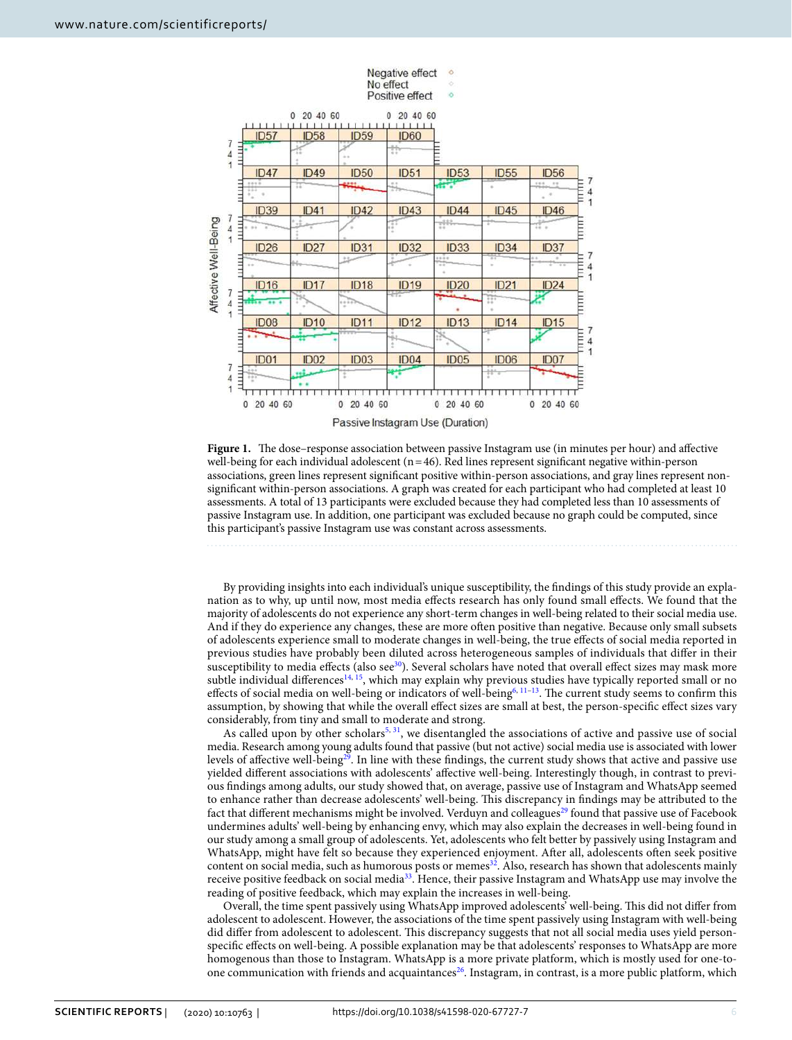**Figure 1.** The dose–response association between passive Instagram use (in minutes per hour) and affective well-being for each individual adolescent (n = 46). Red lines represent significant negative within-person associations, green lines represent significant positive within-person associations, and gray lines represent non-significant within-person associations. A graph was created for each participant who had completed at least 10 assessments. A total of 13 participants were excluded because they had completed less than 10 assessments of passive Instagram use. In addition, one participant was excluded because no graph could be computed, since this participant's passive Instagram use was constant across assessments.

By providing insights into each individual's unique susceptibility, the findings of this study provide an explanation as to why, up until now, most media effects research has only found small effects. We found that the majority of adolescents do not experience any short-term changes in well-being related to their social media use. And if they do experience any changes, these are more often positive than negative. Because only small subsets of adolescents experience small to moderate changes in well-being, the true effects of social media reported in previous studies have probably been diluted across heterogeneous samples of individuals that differ in their susceptibility to media effects (also see[30]). Several scholars have noted that overall effect sizes may mask more subtle individual differences[14,15], which may explain why previous studies have typically reported small or no effects of social media on well-being or indicators of well-being[6,11–13]. The current study seems to confirm this assumption, by showing that while the overall effect sizes are small at best, the person-specific effect sizes vary considerably, from tiny and small to moderate and strong.

As called upon by other scholars[5,31], we disentangled the associations of active and passive use of social media. Research among young adults found that passive (but not active) social media use is associated with lower levels of affective well-being[29]. In line with these findings, the current study shows that active and passive use yielded different associations with adolescents' affective well-being. Interestingly though, in contrast to previous findings among adults, our study showed that, on average, passive use of Instagram and WhatsApp seemed to enhance rather than decrease adolescents' well-being. This discrepancy in findings may be attributed to the fact that different mechanisms might be involved. Verduyn and colleagues[29] found that passive use of Facebook undermines adults' well-being by enhancing envy, which may also explain the decreases in well-being found in our study among a small group of adolescents. Yet, adolescents who felt better by passively using Instagram and WhatsApp, might have felt so because they experienced enjoyment. After all, adolescents often seek positive content on social media, such as humorous posts or memes[32]. Also, research has shown that adolescents mainly receive positive feedback on social media[33]. Hence, their passive Instagram and WhatsApp use may involve the reading of positive feedback, which may explain the increases in well-being.

Overall, the time spent passively using WhatsApp improved adolescents' well-being. This did not differ from adolescent to adolescent. However, the associations of the time spent passively using Instagram with well-being did differ from adolescent to adolescent. This discrepancy suggests that not all social media uses yield person-specific effects on well-being. A possible explanation may be that adolescents' responses to WhatsApp are more homogenous than those to Instagram. WhatsApp is a more private platform, which is mostly used for one-to-one communication with friends and acquaintances[26]. Instagram, in contrast, is a more public platform, which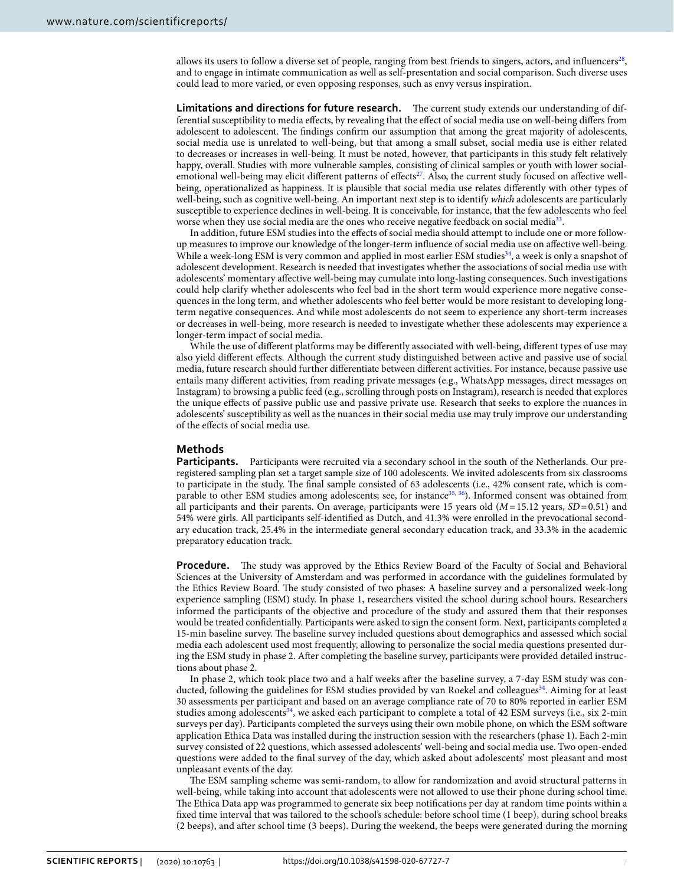allows its users to follow a diverse set of people, ranging from best friends to singers, actors, and influencers[28], and to engage in intimate communication as well as self-presentation and social comparison. Such diverse uses could lead to more varied, or even opposing responses, such as envy versus inspiration.

**Limitations and directions for future research.** The current study extends our understanding of differential susceptibility to media effects, by revealing that the effect of social media use on well-being differs from adolescent to adolescent. The findings confirm our assumption that among the great majority of adolescents, social media use is unrelated to well-being, but that among a small subset, social media use is either related to decreases or increases in well-being. It must be noted, however, that participants in this study felt relatively happy, overall. Studies with more vulnerable samples, consisting of clinical samples or youth with lower social-emotional well-being may elicit different patterns of effects[27]. Also, the current study focused on affective well-being, operationalized as happiness. It is plausible that social media use relates differently with other types of well-being, such as cognitive well-being. An important next step is to identify *which* adolescents are particularly susceptible to experience declines in well-being. It is conceivable, for instance, that the few adolescents who feel worse when they use social media are the ones who receive negative feedback on social media[33].

In addition, future ESM studies into the effects of social media should attempt to include one or more follow-up measures to improve our knowledge of the longer-term influence of social media use on affective well-being. While a week-long ESM is very common and applied in most earlier ESM studies[34], a week is only a snapshot of adolescent development. Research is needed that investigates whether the associations of social media use with adolescents' momentary affective well-being may cumulate into long-lasting consequences. Such investigations could help clarify whether adolescents who feel bad in the short term would experience more negative consequences in the long term, and whether adolescents who feel better would be more resistant to developing long-term negative consequences. And while most adolescents do not seem to experience any short-term increases or decreases in well-being, more research is needed to investigate whether these adolescents may experience a longer-term impact of social media.

While the use of different platforms may be differently associated with well-being, different types of use may also yield different effects. Although the current study distinguished between active and passive use of social media, future research should further differentiate between different activities. For instance, because passive use entails many different activities, from reading private messages (e.g., WhatsApp messages, direct messages on Instagram) to browsing a public feed (e.g., scrolling through posts on Instagram), research is needed that explores the unique effects of passive public use and passive private use. Research that seeks to explore the nuances in adolescents' susceptibility as well as the nuances in their social media use may truly improve our understanding of the effects of social media use.

## Methods

**Participants.** Participants were recruited via a secondary school in the south of the Netherlands. Our preregistered sampling plan set a target sample size of 100 adolescents. We invited adolescents from six classrooms to participate in the study. The final sample consisted of 63 adolescents (i.e., 42% consent rate, which is comparable to other ESM studies among adolescents; see, for instance[35,36]). Informed consent was obtained from all participants and their parents. On average, participants were 15 years old ($M$ = 15.12 years, $SD$ = 0.51) and 54% were girls. All participants self-identified as Dutch, and 41.3% were enrolled in the prevocational secondary education track, 25.4% in the intermediate general secondary education track, and 33.3% in the academic preparatory education track.

**Procedure.** The study was approved by the Ethics Review Board of the Faculty of Social and Behavioral Sciences at the University of Amsterdam and was performed in accordance with the guidelines formulated by the Ethics Review Board. The study consisted of two phases: A baseline survey and a personalized week-long experience sampling (ESM) study. In phase 1, researchers visited the school during school hours. Researchers informed the participants of the objective and procedure of the study and assured them that their responses would be treated confidentially. Participants were asked to sign the consent form. Next, participants completed a 15-min baseline survey. The baseline survey included questions about demographics and assessed which social media each adolescent used most frequently, allowing to personalize the social media questions presented during the ESM study in phase 2. After completing the baseline survey, participants were provided detailed instructions about phase 2.

In phase 2, which took place two and a half weeks after the baseline survey, a 7-day ESM study was conducted, following the guidelines for ESM studies provided by van Roekel and colleagues[34]. Aiming for at least 30 assessments per participant and based on an average compliance rate of 70 to 80% reported in earlier ESM studies among adolescents[34], we asked each participant to complete a total of 42 ESM surveys (i.e., six 2-min surveys per day). Participants completed the surveys using their own mobile phone, on which the ESM software application Ethica Data was installed during the instruction session with the researchers (phase 1). Each 2-min survey consisted of 22 questions, which assessed adolescents' well-being and social media use. Two open-ended questions were added to the final survey of the day, which asked about adolescents' most pleasant and most unpleasant events of the day.

The ESM sampling scheme was semi-random, to allow for randomization and avoid structural patterns in well-being, while taking into account that adolescents were not allowed to use their phone during school time. The Ethica Data app was programmed to generate six beep notifications per day at random time points within a fixed time interval that was tailored to the school's schedule: before school time (1 beep), during school breaks (2 beeps), and after school time (3 beeps). During the weekend, the beeps were generated during the morning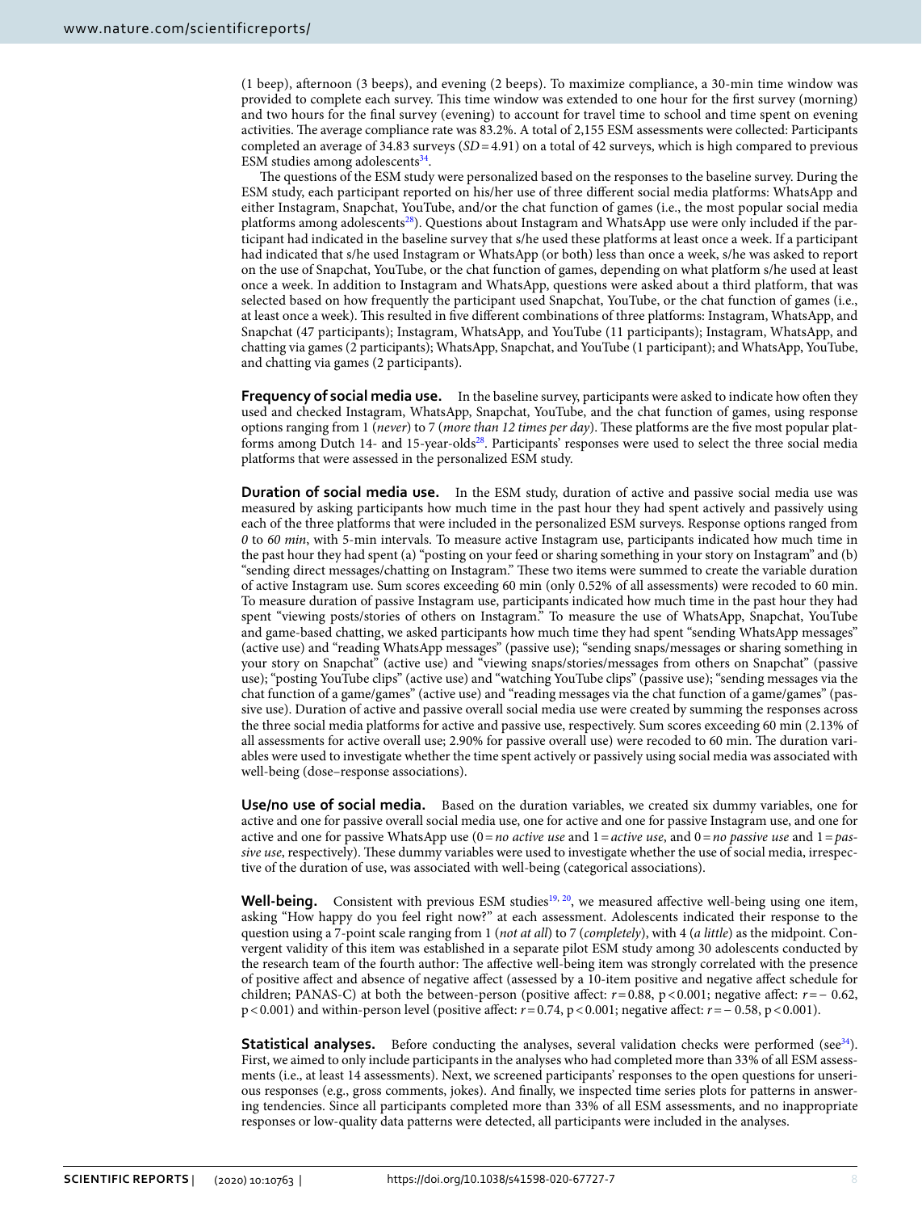(1 beep), afternoon (3 beeps), and evening (2 beeps). To maximize compliance, a 30-min time window was provided to complete each survey. This time window was extended to one hour for the first survey (morning) and two hours for the final survey (evening) to account for travel time to school and time spent on evening activities. The average compliance rate was 83.2%. A total of 2,155 ESM assessments were collected: Participants completed an average of 34.83 surveys (*SD* = 4.91) on a total of 42 surveys, which is high compared to previous ESM studies among adolescents[34].

The questions of the ESM study were personalized based on the responses to the baseline survey. During the ESM study, each participant reported on his/her use of three different social media platforms: WhatsApp and either Instagram, Snapchat, YouTube, and/or the chat function of games (i.e., the most popular social media platforms among adolescents[28]). Questions about Instagram and WhatsApp use were only included if the participant had indicated in the baseline survey that s/he used these platforms at least once a week. If a participant had indicated that s/he used Instagram or WhatsApp (or both) less than once a week, s/he was asked to report on the use of Snapchat, YouTube, or the chat function of games, depending on what platform s/he used at least once a week. In addition to Instagram and WhatsApp, questions were asked about a third platform, that was selected based on how frequently the participant used Snapchat, YouTube, or the chat function of games (i.e., at least once a week). This resulted in five different combinations of three platforms: Instagram, WhatsApp, and Snapchat (47 participants); Instagram, WhatsApp, and YouTube (11 participants); Instagram, WhatsApp, and chatting via games (2 participants); WhatsApp, Snapchat, and YouTube (1 participant); and WhatsApp, YouTube, and chatting via games (2 participants).

**Frequency of social media use.** In the baseline survey, participants were asked to indicate how often they used and checked Instagram, WhatsApp, Snapchat, YouTube, and the chat function of games, using response options ranging from 1 (*never*) to 7 (*more than 12 times per day*). These platforms are the five most popular platforms among Dutch 14- and 15-year-olds[28]. Participants' responses were used to select the three social media platforms that were assessed in the personalized ESM study.

**Duration of social media use.** In the ESM study, duration of active and passive social media use was measured by asking participants how much time in the past hour they had spent actively and passively using each of the three platforms that were included in the personalized ESM surveys. Response options ranged from *0* to *60 min*, with 5-min intervals. To measure active Instagram use, participants indicated how much time in the past hour they had spent (a) "posting on your feed or sharing something in your story on Instagram" and (b) "sending direct messages/chatting on Instagram." These two items were summed to create the variable duration of active Instagram use. Sum scores exceeding 60 min (only 0.52% of all assessments) were recoded to 60 min. To measure duration of passive Instagram use, participants indicated how much time in the past hour they had spent "viewing posts/stories of others on Instagram." To measure the use of WhatsApp, Snapchat, YouTube and game-based chatting, we asked participants how much time they had spent "sending WhatsApp messages" (active use) and "reading WhatsApp messages" (passive use); "sending snaps/messages or sharing something in your story on Snapchat" (active use) and "viewing snaps/stories/messages from others on Snapchat" (passive use); "posting YouTube clips" (active use) and "watching YouTube clips" (passive use); "sending messages via the chat function of a game/games" (active use) and "reading messages via the chat function of a game/games" (passive use). Duration of active and passive overall social media use were created by summing the responses across the three social media platforms for active and passive use, respectively. Sum scores exceeding 60 min (2.13% of all assessments for active overall use; 2.90% for passive overall use) were recoded to 60 min. The duration variables were used to investigate whether the time spent actively or passively using social media was associated with well-being (dose–response associations).

**Use/no use of social media.** Based on the duration variables, we created six dummy variables, one for active and one for passive overall social media use, one for active and one for passive Instagram use, and one for active and one for passive WhatsApp use (0 = *no active use* and 1 = *active use*, and 0 = *no passive use* and 1 = *passive use*, respectively). These dummy variables were used to investigate whether the use of social media, irrespective of the duration of use, was associated with well-being (categorical associations).

**Well-being.** Consistent with previous ESM studies[19,20], we measured affective well-being using one item, asking "How happy do you feel right now?" at each assessment. Adolescents indicated their response to the question using a 7-point scale ranging from 1 (*not at all*) to 7 (*completely*), with 4 (*a little*) as the midpoint. Convergent validity of this item was established in a separate pilot ESM study among 30 adolescents conducted by the research team of the fourth author: The affective well-being item was strongly correlated with the presence of positive affect and absence of negative affect (assessed by a 10-item positive and negative affect schedule for children; PANAS-C) at both the between-person (positive affect: $r = 0.88$, $p < 0.001$; negative affect: $r = -0.62$, $p < 0.001$) and within-person level (positive affect: $r = 0.74$, $p < 0.001$; negative affect: $r = -0.58$, $p < 0.001$).

**Statistical analyses.** Before conducting the analyses, several validation checks were performed (see[34]). First, we aimed to only include participants in the analyses who had completed more than 33% of all ESM assessments (i.e., at least 14 assessments). Next, we screened participants' responses to the open questions for unserious responses (e.g., gross comments, jokes). And finally, we inspected time series plots for patterns in answering tendencies. Since all participants completed more than 33% of all ESM assessments, and no inappropriate responses or low-quality data patterns were detected, all participants were included in the analyses.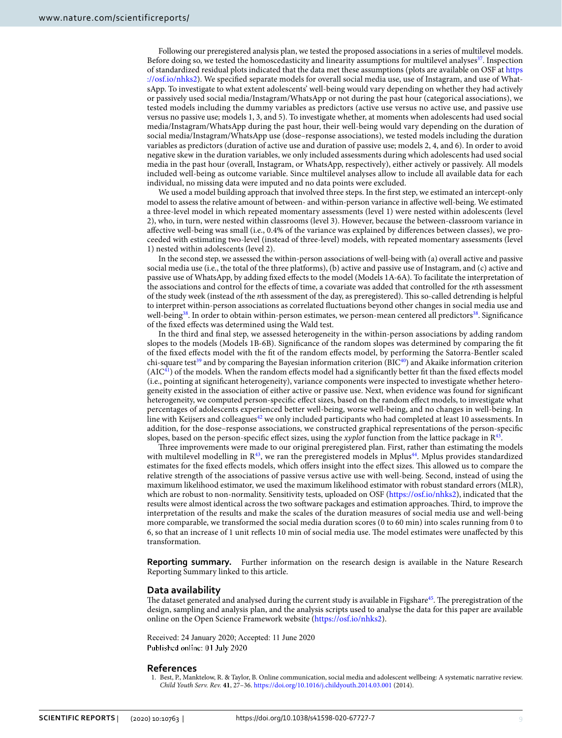Following our preregistered analysis plan, we tested the proposed associations in a series of multilevel models. Before doing so, we tested the homoscedasticity and linearity assumptions for multilevel analyses[37]. Inspection of standardized residual plots indicated that the data met these assumptions (plots are available on OSF at https://osf.io/nhks2). We specified separate models for overall social media use, use of Instagram, and use of WhatsApp. To investigate to what extent adolescents' well-being would vary depending on whether they had actively or passively used social media/Instagram/WhatsApp or not during the past hour (categorical associations), we tested models including the dummy variables as predictors (active use versus no active use, and passive use versus no passive use; models 1, 3, and 5). To investigate whether, at moments when adolescents had used social media/Instagram/WhatsApp during the past hour, their well-being would vary depending on the duration of social media/Instagram/WhatsApp use (dose–response associations), we tested models including the duration variables as predictors (duration of active use and duration of passive use; models 2, 4, and 6). In order to avoid negative skew in the duration variables, we only included assessments during which adolescents had used social media in the past hour (overall, Instagram, or WhatsApp, respectively), either actively or passively. All models included well-being as outcome variable. Since multilevel analyses allow to include all available data for each individual, no missing data were imputed and no data points were excluded.

We used a model building approach that involved three steps. In the first step, we estimated an intercept-only model to assess the relative amount of between- and within-person variance in affective well-being. We estimated a three-level model in which repeated momentary assessments (level 1) were nested within adolescents (level 2), who, in turn, were nested within classrooms (level 3). However, because the between-classroom variance in affective well-being was small (i.e., 0.4% of the variance was explained by differences between classes), we proceeded with estimating two-level (instead of three-level) models, with repeated momentary assessments (level 1) nested within adolescents (level 2).

In the second step, we assessed the within-person associations of well-being with (a) overall active and passive social media use (i.e., the total of the three platforms), (b) active and passive use of Instagram, and (c) active and passive use of WhatsApp, by adding fixed effects to the model (Models 1A-6A). To facilitate the interpretation of the associations and control for the effects of time, a covariate was added that controlled for the *n*th assessment of the study week (instead of the *n*th assessment of the day, as preregistered). This so-called detrending is helpful to interpret within-person associations as correlated fluctuations beyond other changes in social media use and well-being[38]. In order to obtain within-person estimates, we person-mean centered all predictors[38]. Significance of the fixed effects was determined using the Wald test.

In the third and final step, we assessed heterogeneity in the within-person associations by adding random slopes to the models (Models 1B-6B). Significance of the random slopes was determined by comparing the fit of the fixed effects model with the fit of the random effects model, by performing the Satorra-Bentler scaled chi-square test[39] and by comparing the Bayesian information criterion (BIC[40]) and Akaike information criterion (AIC[41]) of the models. When the random effects model had a significantly better fit than the fixed effects model (i.e., pointing at significant heterogeneity), variance components were inspected to investigate whether heterogeneity existed in the association of either active or passive use. Next, when evidence was found for significant heterogeneity, we computed person-specific effect sizes, based on the random effect models, to investigate what percentages of adolescents experienced better well-being, worse well-being, and no changes in well-being. In line with Keijsers and colleagues[42] we only included participants who had completed at least 10 assessments. In addition, for the dose–response associations, we constructed graphical representations of the person-specific slopes, based on the person-specific effect sizes, using the *xyplot* function from the lattice package in R[43].

Three improvements were made to our original preregistered plan. First, rather than estimating the models with multilevel modelling in R[43], we ran the preregistered models in Mplus[44]. Mplus provides standardized estimates for the fixed effects models, which offers insight into the effect sizes. This allowed us to compare the relative strength of the associations of passive versus active use with well-being. Second, instead of using the maximum likelihood estimator, we used the maximum likelihood estimator with robust standard errors (MLR), which are robust to non-normality. Sensitivity tests, uploaded on OSF (https://osf.io/nhks2), indicated that the results were almost identical across the two software packages and estimation approaches. Third, to improve the interpretation of the results and make the scales of the duration measures of social media use and well-being more comparable, we transformed the social media duration scores (0 to 60 min) into scales running from 0 to 6, so that an increase of 1 unit reflects 10 min of social media use. The model estimates were unaffected by this transformation.

**Reporting summary.** Further information on the research design is available in the Nature Research Reporting Summary linked to this article.

## Data availability

The dataset generated and analysed during the current study is available in Figshare[45]. The preregistration of the design, sampling and analysis plan, and the analysis scripts used to analyse the data for this paper are available online on the Open Science Framework website (https://osf.io/nhks2).

Received: 24 January 2020; Accepted: 11 June 2020
Published online: 01 July 2020

## References

1. Best, P., Manktelow, R. & Taylor, B. Online communication, social media and adolescent wellbeing: A systematic narrative review. *Child Youth Serv. Rev.* **41**, 27–36. https://doi.org/10.1016/j.childyouth.2014.03.001 (2014).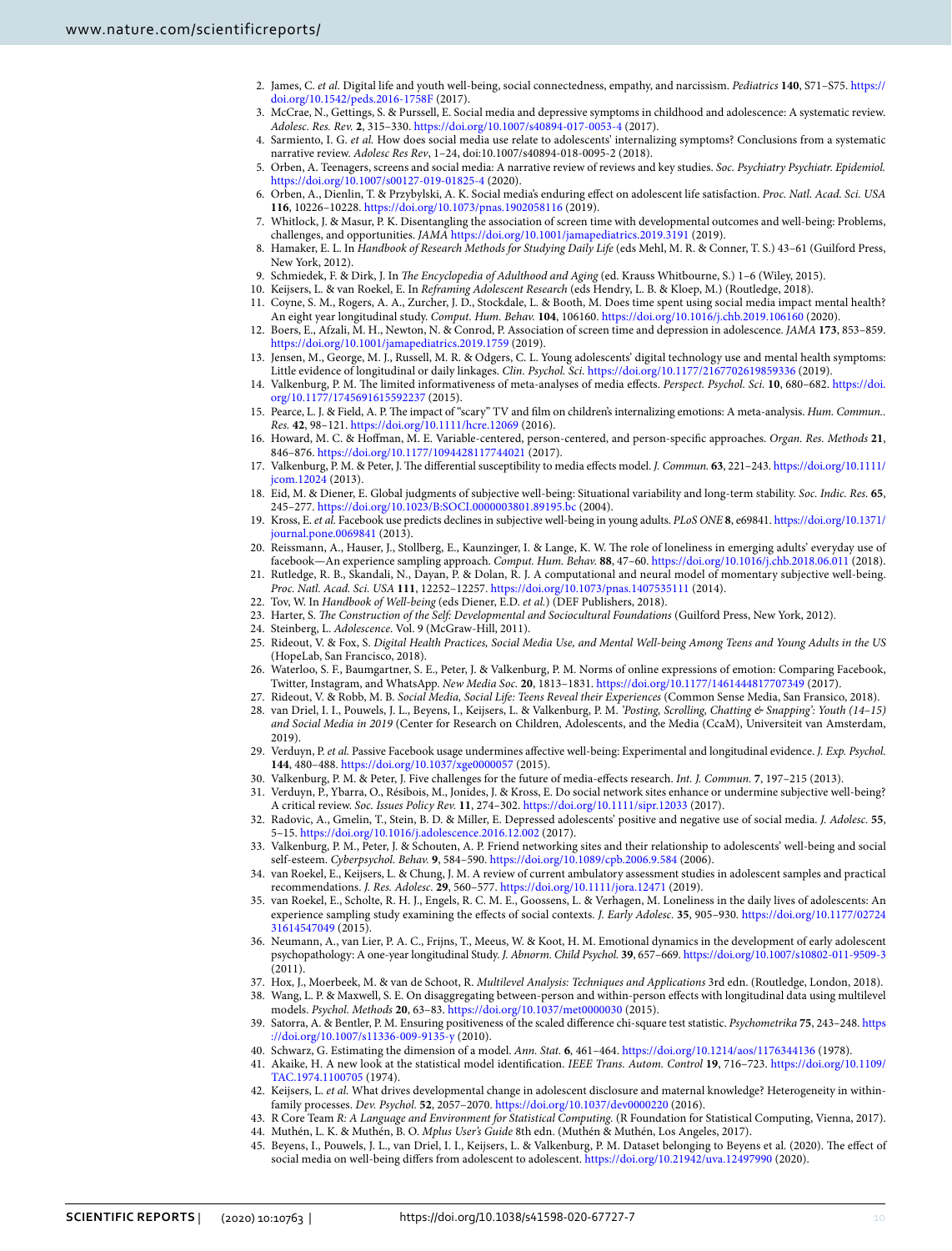2. James, C. *et al.* Digital life and youth well-being, social connectedness, empathy, and narcissism. *Pediatrics* **140**, S71–S75. https://doi.org/10.1542/peds.2016-1758F (2017).
3. McCrae, N., Gettings, S. & Purssell, E. Social media and depressive symptoms in childhood and adolescence: A systematic review. *Adolesc. Res. Rev.* **2**, 315–330. https://doi.org/10.1007/s40894-017-0053-4 (2017).
4. Sarmiento, I. G. *et al.* How does social media use relate to adolescents' internalizing symptoms? Conclusions from a systematic narrative review. *Adolesc Res Rev*, 1–24, doi:10.1007/s40894-018-0095-2 (2018).
5. Orben, A. Teenagers, screens and social media: A narrative review of reviews and key studies. *Soc. Psychiatry Psychiatr. Epidemiol.* https://doi.org/10.1007/s00127-019-01825-4 (2020).
6. Orben, A., Dienlin, T. & Przybylski, A. K. Social media's enduring effect on adolescent life satisfaction. *Proc. Natl. Acad. Sci. USA* **116**, 10226–10228. https://doi.org/10.1073/pnas.1902058116 (2019).
7. Whitlock, J. & Masur, P. K. Disentangling the association of screen time with developmental outcomes and well-being: Problems, challenges, and opportunities. *JAMA* https://doi.org/10.1001/jamapediatrics.2019.3191 (2019).
8. Hamaker, E. L. In *Handbook of Research Methods for Studying Daily Life* (eds Mehl, M. R. & Conner, T. S.) 43–61 (Guilford Press, New York, 2012).
9. Schmiedek, F. & Dirk, J. In *The Encyclopedia of Adulthood and Aging* (ed. Krauss Whitbourne, S.) 1–6 (Wiley, 2015).
10. Keijsers, L. & van Roekel, E. In *Reframing Adolescent Research* (eds Hendry, L. B. & Kloep, M.) (Routledge, 2018).
11. Coyne, S. M., Rogers, A. A., Zurcher, J. D., Stockdale, L. & Booth, M. Does time spent using social media impact mental health? An eight year longitudinal study. *Comput. Hum. Behav.* **104**, 106160. https://doi.org/10.1016/j.chb.2019.106160 (2020).
12. Boers, E., Afzali, M. H., Newton, N. & Conrod, P. Association of screen time and depression in adolescence. *JAMA* **173**, 853–859. https://doi.org/10.1001/jamapediatrics.2019.1759 (2019).
13. Jensen, M., George, M. J., Russell, M. R. & Odgers, C. L. Young adolescents' digital technology use and mental health symptoms: Little evidence of longitudinal or daily linkages. *Clin. Psychol. Sci.* https://doi.org/10.1177/2167702619859336 (2019).
14. Valkenburg, P. M. The limited informativeness of meta-analyses of media effects. *Perspect. Psychol. Sci.* **10**, 680–682. https://doi.org/10.1177/1745691615592237 (2015).
15. Pearce, L. J. & Field, A. P. The impact of "scary" TV and film on children's internalizing emotions: A meta-analysis. *Hum. Commun.. Res.* **42**, 98–121. https://doi.org/10.1111/hcre.12069 (2016).
16. Howard, M. C. & Hoffman, M. E. Variable-centered, person-centered, and person-specific approaches. *Organ. Res. Methods* **21**, 846–876. https://doi.org/10.1177/1094428117744021 (2017).
17. Valkenburg, P. M. & Peter, J. The differential susceptibility to media effects model. *J. Commun.* **63**, 221–243. https://doi.org/10.1111/jcom.12024 (2013).
18. Eid, M. & Diener, E. Global judgments of subjective well-being: Situational variability and long-term stability. *Soc. Indic. Res.* **65**, 245–277. https://doi.org/10.1023/B:SOCI.0000003801.89195.bc (2004).
19. Kross, E. *et al.* Facebook use predicts declines in subjective well-being in young adults. *PLoS ONE* **8**, e69841. https://doi.org/10.1371/journal.pone.0069841 (2013).
20. Reissmann, A., Hauser, J., Stollberg, E., Kaunzinger, I. & Lange, K. W. The role of loneliness in emerging adults' everyday use of facebook—An experience sampling approach. *Comput. Hum. Behav.* **88**, 47–60. https://doi.org/10.1016/j.chb.2018.06.011 (2018).
21. Rutledge, R. B., Skandali, N., Dayan, P. & Dolan, R. J. A computational and neural model of momentary subjective well-being. *Proc. Natl. Acad. Sci. USA* **111**, 12252–12257. https://doi.org/10.1073/pnas.1407535111 (2014).
22. Tov, W. In *Handbook of Well-being* (eds Diener, E.D. *et al.*) (DEF Publishers, 2018).
23. Harter, S. *The Construction of the Self: Developmental and Sociocultural Foundations* (Guilford Press, New York, 2012).
24. Steinberg, L. *Adolescence*. Vol. 9 (McGraw-Hill, 2011).
25. Rideout, V. & Fox, S. *Digital Health Practices, Social Media Use, and Mental Well-being Among Teens and Young Adults in the US* (HopeLab, San Francisco, 2018).
26. Waterloo, S. F., Baumgartner, S. E., Peter, J. & Valkenburg, P. M. Norms of online expressions of emotion: Comparing Facebook, Twitter, Instagram, and WhatsApp. *New Media Soc.* **20**, 1813–1831. https://doi.org/10.1177/1461444817707349 (2017).
27. Rideout, V. & Robb, M. B. *Social Media, Social Life: Teens Reveal their Experiences* (Common Sense Media, San Fransico, 2018).
28. van Driel, I. I., Pouwels, J. L., Beyens, I., Keijsers, L. & Valkenburg, P. M. *'Posting, Scrolling, Chatting & Snapping': Youth (14–15) and Social Media in 2019* (Center for Research on Children, Adolescents, and the Media (CcaM), Universiteit van Amsterdam, 2019).
29. Verduyn, P. *et al.* Passive Facebook usage undermines affective well-being: Experimental and longitudinal evidence. *J. Exp. Psychol.* **144**, 480–488. https://doi.org/10.1037/xge0000057 (2015).
30. Valkenburg, P. M. & Peter, J. Five challenges for the future of media-effects research. *Int. J. Commun.* **7**, 197–215 (2013).
31. Verduyn, P., Ybarra, O., Résibois, M., Jonides, J. & Kross, E. Do social network sites enhance or undermine subjective well-being? A critical review. *Soc. Issues Policy Rev.* **11**, 274–302. https://doi.org/10.1111/sipr.12033 (2017).
32. Radovic, A., Gmelin, T., Stein, B. D. & Miller, E. Depressed adolescents' positive and negative use of social media. *J. Adolesc.* **55**, 5–15. https://doi.org/10.1016/j.adolescence.2016.12.002 (2017).
33. Valkenburg, P. M., Peter, J. & Schouten, A. P. Friend networking sites and their relationship to adolescents' well-being and social self-esteem. *Cyberpsychol. Behav.* **9**, 584–590. https://doi.org/10.1089/cpb.2006.9.584 (2006).
34. van Roekel, E., Keijsers, L. & Chung, J. M. A review of current ambulatory assessment studies in adolescent samples and practical recommendations. *J. Res. Adolesc.* **29**, 560–577. https://doi.org/10.1111/jora.12471 (2019).
35. van Roekel, E., Scholte, R. H. J., Engels, R. C. M. E., Goossens, L. & Verhagen, M. Loneliness in the daily lives of adolescents: An experience sampling study examining the effects of social contexts. *J. Early Adolesc.* **35**, 905–930. https://doi.org/10.1177/0272431614547049 (2015).
36. Neumann, A., van Lier, P. A. C., Frijns, T., Meeus, W. & Koot, H. M. Emotional dynamics in the development of early adolescent psychopathology: A one-year longitudinal Study. *J. Abnorm. Child Psychol.* **39**, 657–669. https://doi.org/10.1007/s10802-011-9509-3 (2011).
37. Hox, J., Moerbeek, M. & van de Schoot, R. *Multilevel Analysis: Techniques and Applications* 3rd edn. (Routledge, London, 2018).
38. Wang, L. P. & Maxwell, S. E. On disaggregating between-person and within-person effects with longitudinal data using multilevel models. *Psychol. Methods* **20**, 63–83. https://doi.org/10.1037/met0000030 (2015).
39. Satorra, A. & Bentler, P. M. Ensuring positiveness of the scaled difference chi-square test statistic. *Psychometrika* **75**, 243–248. https://doi.org/10.1007/s11336-009-9135-y (2010).
40. Schwarz, G. Estimating the dimension of a model. *Ann. Stat.* **6**, 461–464. https://doi.org/10.1214/aos/1176344136 (1978).
41. Akaike, H. A new look at the statistical model identification. *IEEE Trans. Autom. Control* **19**, 716–723. https://doi.org/10.1109/TAC.1974.1100705 (1974).
42. Keijsers, L. *et al.* What drives developmental change in adolescent disclosure and maternal knowledge? Heterogeneity in within-family processes. *Dev. Psychol.* **52**, 2057–2070. https://doi.org/10.1037/dev0000220 (2016).
43. R Core Team *R: A Language and Environment for Statistical Computing.* (R Foundation for Statistical Computing, Vienna, 2017).
44. Muthén, L. K. & Muthén, B. O. *Mplus User's Guide* 8th edn. (Muthén & Muthén, Los Angeles, 2017).
45. Beyens, I., Pouwels, J. L., van Driel, I. I., Keijsers, L. & Valkenburg, P. M. Dataset belonging to Beyens et al. (2020). The effect of social media on well-being differs from adolescent to adolescent. https://doi.org/10.21942/uva.12497990 (2020).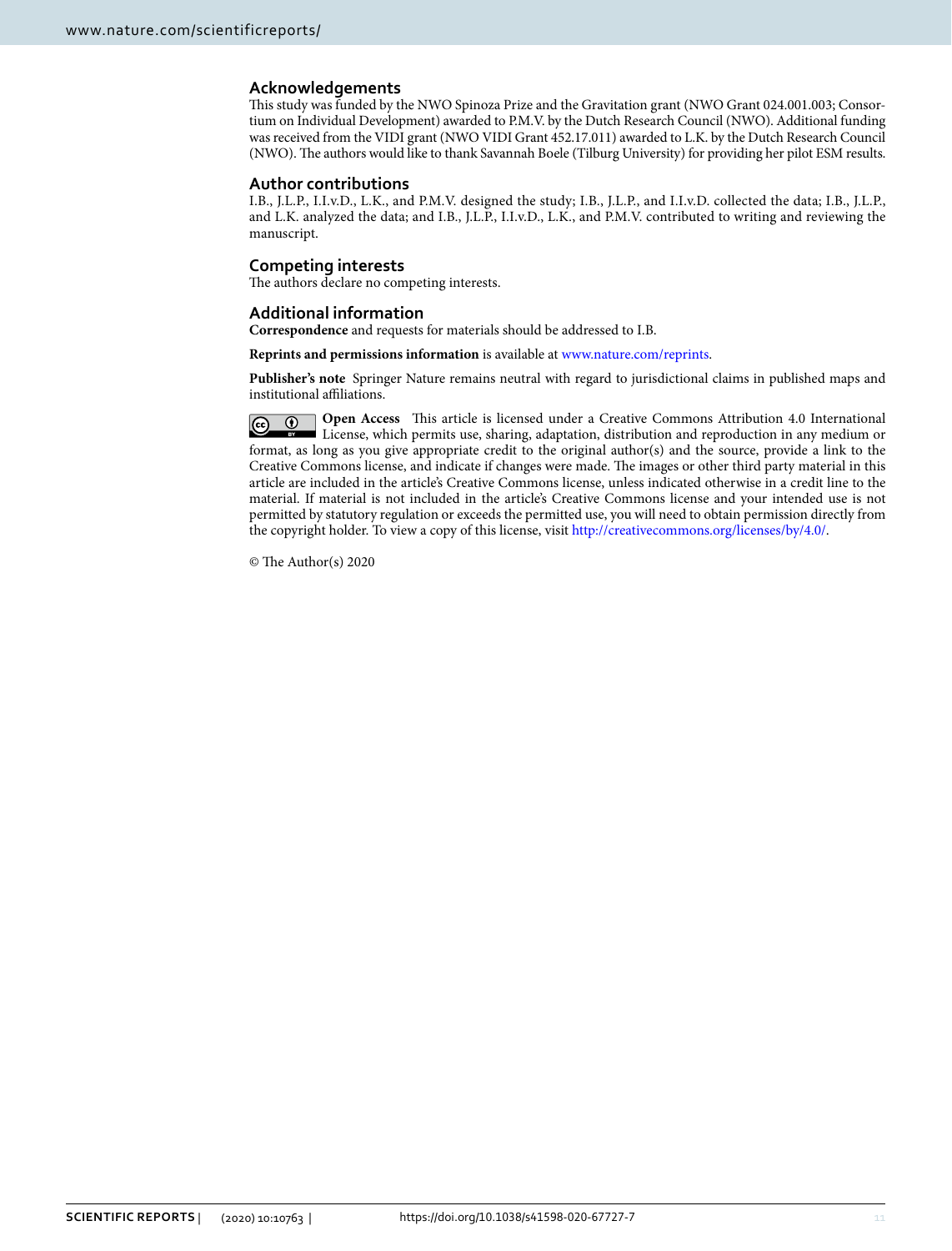## Acknowledgements

This study was funded by the NWO Spinoza Prize and the Gravitation grant (NWO Grant 024.001.003; Consortium on Individual Development) awarded to P.M.V. by the Dutch Research Council (NWO). Additional funding was received from the VIDI grant (NWO VIDI Grant 452.17.011) awarded to L.K. by the Dutch Research Council (NWO). The authors would like to thank Savannah Boele (Tilburg University) for providing her pilot ESM results.

## Author contributions

I.B., J.L.P., I.I.v.D., L.K., and P.M.V. designed the study; I.B., J.L.P., and I.I.v.D. collected the data; I.B., J.L.P., and L.K. analyzed the data; and I.B., J.L.P., I.I.v.D., L.K., and P.M.V. contributed to writing and reviewing the manuscript.

## Competing interests

The authors declare no competing interests.

## Additional information

**Correspondence** and requests for materials should be addressed to I.B.

**Reprints and permissions information** is available at www.nature.com/reprints.

**Publisher's note** Springer Nature remains neutral with regard to jurisdictional claims in published maps and institutional affiliations.

**Open Access** This article is licensed under a Creative Commons Attribution 4.0 International License, which permits use, sharing, adaptation, distribution and reproduction in any medium or format, as long as you give appropriate credit to the original author(s) and the source, provide a link to the Creative Commons license, and indicate if changes were made. The images or other third party material in this article are included in the article's Creative Commons license, unless indicated otherwise in a credit line to the material. If material is not included in the article's Creative Commons license and your intended use is not permitted by statutory regulation or exceeds the permitted use, you will need to obtain permission directly from the copyright holder. To view a copy of this license, visit http://creativecommons.org/licenses/by/4.0/.

© The Author(s) 2020